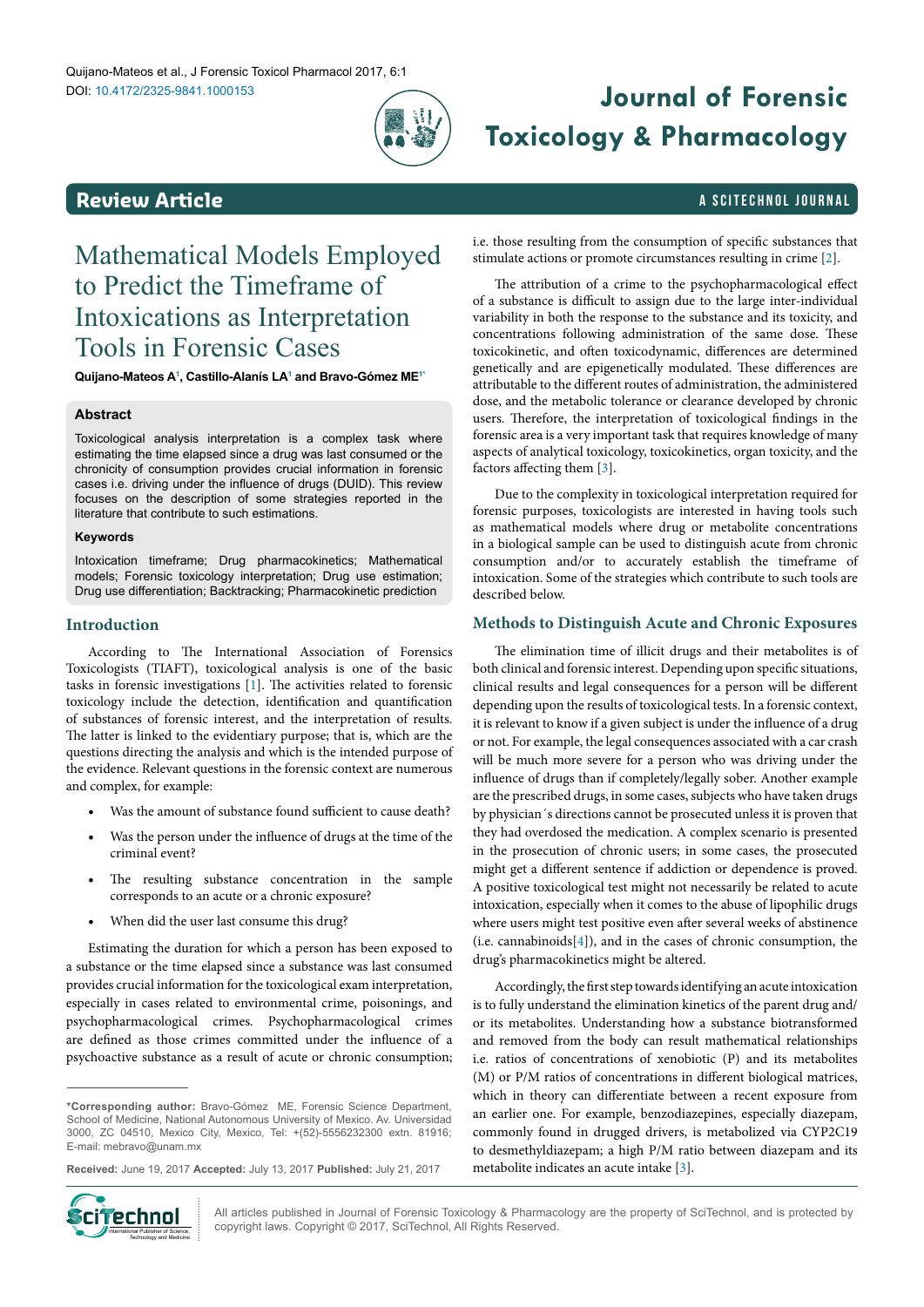Review Article

# Mathematical Models Employed to Predict the Timeframe of Intoxications as Interpretation Tools in Forensic Cases

**Quijano-Mateos A[1], Castillo-Alanís LA[1] and Bravo-Gómez ME[1*]**

## Abstract

Toxicological analysis interpretation is a complex task where estimating the time elapsed since a drug was last consumed or the chronicity of consumption provides crucial information in forensic cases i.e. driving under the influence of drugs (DUID). This review focuses on the description of some strategies reported in the literature that contribute to such estimations.

### Keywords

Intoxication timeframe; Drug pharmacokinetics; Mathematical models; Forensic toxicology interpretation; Drug use estimation; Drug use differentiation; Backtracking; Pharmacokinetic prediction

## Introduction

According to The International Association of Forensics Toxicologists (TIAFT), toxicological analysis is one of the basic tasks in forensic investigations [1]. The activities related to forensic toxicology include the detection, identification and quantification of substances of forensic interest, and the interpretation of results. The latter is linked to the evidentiary purpose; that is, which are the questions directing the analysis and which is the intended purpose of the evidence. Relevant questions in the forensic context are numerous and complex, for example:

- Was the amount of substance found sufficient to cause death?
- Was the person under the influence of drugs at the time of the criminal event?
- The resulting substance concentration in the sample corresponds to an acute or a chronic exposure?
- When did the user last consume this drug?

Estimating the duration for which a person has been exposed to a substance or the time elapsed since a substance was last consumed provides crucial information for the toxicological exam interpretation, especially in cases related to environmental crime, poisonings, and psychopharmacological crimes. Psychopharmacological crimes are defined as those crimes committed under the influence of a psychoactive substance as a result of acute or chronic consumption; i.e. those resulting from the consumption of specific substances that stimulate actions or promote circumstances resulting in crime [2].

The attribution of a crime to the psychopharmacological effect of a substance is difficult to assign due to the large inter-individual variability in both the response to the substance and its toxicity, and concentrations following administration of the same dose. These toxicokinetic, and often toxicodynamic, differences are determined genetically and are epigenetically modulated. These differences are attributable to the different routes of administration, the administered dose, and the metabolic tolerance or clearance developed by chronic users. Therefore, the interpretation of toxicological findings in the forensic area is a very important task that requires knowledge of many aspects of analytical toxicology, toxicokinetics, organ toxicity, and the factors affecting them [3].

Due to the complexity in toxicological interpretation required for forensic purposes, toxicologists are interested in having tools such as mathematical models where drug or metabolite concentrations in a biological sample can be used to distinguish acute from chronic consumption and/or to accurately establish the timeframe of intoxication. Some of the strategies which contribute to such tools are described below.

## Methods to Distinguish Acute and Chronic Exposures

The elimination time of illicit drugs and their metabolites is of both clinical and forensic interest. Depending upon specific situations, clinical results and legal consequences for a person will be different depending upon the results of toxicological tests. In a forensic context, it is relevant to know if a given subject is under the influence of a drug or not. For example, the legal consequences associated with a car crash will be much more severe for a person who was driving under the influence of drugs than if completely/legally sober. Another example are the prescribed drugs, in some cases, subjects who have taken drugs by physician´s directions cannot be prosecuted unless it is proven that they had overdosed the medication. A complex scenario is presented in the prosecution of chronic users; in some cases, the prosecuted might get a different sentence if addiction or dependence is proved. A positive toxicological test might not necessarily be related to acute intoxication, especially when it comes to the abuse of lipophilic drugs where users might test positive even after several weeks of abstinence (i.e. cannabinoids[4]), and in the cases of chronic consumption, the drug's pharmacokinetics might be altered.

Accordingly, the first step towards identifying an acute intoxication is to fully understand the elimination kinetics of the parent drug and/or its metabolites. Understanding how a substance biotransformed and removed from the body can result mathematical relationships i.e. ratios of concentrations of xenobiotic (P) and its metabolites (M) or P/M ratios of concentrations in different biological matrices, which in theory can differentiate between a recent exposure from an earlier one. For example, benzodiazepines, especially diazepam, commonly found in drugged drivers, is metabolized via CYP2C19 to desmethyldiazepam; a high P/M ratio between diazepam and its metabolite indicates an acute intake [3].

\***Corresponding author:** Bravo-Gómez ME, Forensic Science Department, School of Medicine, National Autonomous University of Mexico. Av. Universidad 3000, ZC 04510, Mexico City, Mexico, Tel: +(52)-5556232300 extn. 81916; E-mail: mebravo@unam.mx

**Received:** June 19, 2017 **Accepted:** July 13, 2017 **Published:** July 21, 2017

All articles published in Journal of Forensic Toxicology & Pharmacology are the property of SciTechnol, and is protected by copyright laws. Copyright © 2017, SciTechnol, All Rights Reserved.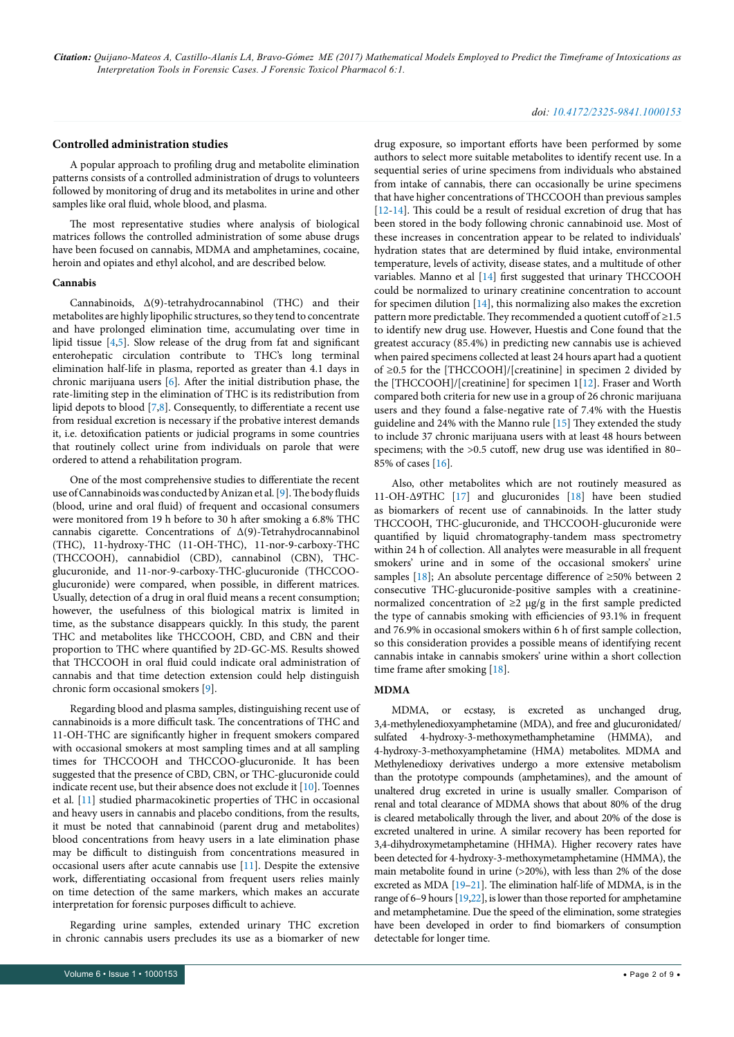### Controlled administration studies

A popular approach to profiling drug and metabolite elimination patterns consists of a controlled administration of drugs to volunteers followed by monitoring of drug and its metabolites in urine and other samples like oral fluid, whole blood, and plasma.

The most representative studies where analysis of biological matrices follows the controlled administration of some abuse drugs have been focused on cannabis, MDMA and amphetamines, cocaine, heroin and opiates and ethyl alcohol, and are described below.

#### Cannabis

Cannabinoids, Δ(9)-tetrahydrocannabinol (THC) and their metabolites are highly lipophilic structures, so they tend to concentrate and have prolonged elimination time, accumulating over time in lipid tissue [4,5]. Slow release of the drug from fat and significant enterohepatic circulation contribute to THC's long terminal elimination half-life in plasma, reported as greater than 4.1 days in chronic marijuana users [6]. After the initial distribution phase, the rate-limiting step in the elimination of THC is its redistribution from lipid depots to blood [7,8]. Consequently, to differentiate a recent use from residual excretion is necessary if the probative interest demands it, i.e. detoxification patients or judicial programs in some countries that routinely collect urine from individuals on parole that were ordered to attend a rehabilitation program.

One of the most comprehensive studies to differentiate the recent use of Cannabinoids was conducted by Anizan et al. [9]. The body fluids (blood, urine and oral fluid) of frequent and occasional consumers were monitored from 19 h before to 30 h after smoking a 6.8% THC cannabis cigarette. Concentrations of Δ(9)-Tetrahydrocannabinol (THC), 11-hydroxy-THC (11-OH-THC), 11-nor-9-carboxy-THC (THCCOOH), cannabidiol (CBD), cannabinol (CBN), THC-glucuronide, and 11-nor-9-carboxy-THC-glucuronide (THCCOO-glucuronide) were compared, when possible, in different matrices. Usually, detection of a drug in oral fluid means a recent consumption; however, the usefulness of this biological matrix is limited in time, as the substance disappears quickly. In this study, the parent THC and metabolites like THCCOOH, CBD, and CBN and their proportion to THC where quantified by 2D-GC-MS. Results showed that THCCOOH in oral fluid could indicate oral administration of cannabis and that time detection extension could help distinguish chronic form occasional smokers [9].

Regarding blood and plasma samples, distinguishing recent use of cannabinoids is a more difficult task. The concentrations of THC and 11-OH-THC are significantly higher in frequent smokers compared with occasional smokers at most sampling times and at all sampling times for THCCOOH and THCCOO-glucuronide. It has been suggested that the presence of CBD, CBN, or THC-glucuronide could indicate recent use, but their absence does not exclude it [10]. Toennes et al. [11] studied pharmacokinetic properties of THC in occasional and heavy users in cannabis and placebo conditions, from the results, it must be noted that cannabinoid (parent drug and metabolites) blood concentrations from heavy users in a late elimination phase may be difficult to distinguish from concentrations measured in occasional users after acute cannabis use [11]. Despite the extensive work, differentiating occasional from frequent users relies mainly on time detection of the same markers, which makes an accurate interpretation for forensic purposes difficult to achieve.

Regarding urine samples, extended urinary THC excretion in chronic cannabis users precludes its use as a biomarker of new drug exposure, so important efforts have been performed by some authors to select more suitable metabolites to identify recent use. In a sequential series of urine specimens from individuals who abstained from intake of cannabis, there can occasionally be urine specimens that have higher concentrations of THCCOOH than previous samples [12-14]. This could be a result of residual excretion of drug that has been stored in the body following chronic cannabinoid use. Most of these increases in concentration appear to be related to individuals' hydration states that are determined by fluid intake, environmental temperature, levels of activity, disease states, and a multitude of other variables. Manno et al [14] first suggested that urinary THCCOOH could be normalized to urinary creatinine concentration to account for specimen dilution [14], this normalizing also makes the excretion pattern more predictable. They recommended a quotient cutoff of ≥1.5 to identify new drug use. However, Huestis and Cone found that the greatest accuracy (85.4%) in predicting new cannabis use is achieved when paired specimens collected at least 24 hours apart had a quotient of ≥0.5 for the [THCCOOH]/[creatinine] in specimen 2 divided by the [THCCOOH]/[creatinine] for specimen 1[12]. Fraser and Worth compared both criteria for new use in a group of 26 chronic marijuana users and they found a false-negative rate of 7.4% with the Huestis guideline and 24% with the Manno rule [15] They extended the study to include 37 chronic marijuana users with at least 48 hours between specimens; with the >0.5 cutoff, new drug use was identified in 80–85% of cases [16].

Also, other metabolites which are not routinely measured as 11-OH-Δ9THC [17] and glucuronides [18] have been studied as biomarkers of recent use of cannabinoids. In the latter study THCCOOH, THC-glucuronide, and THCCOOH-glucuronide were quantified by liquid chromatography-tandem mass spectrometry within 24 h of collection. All analytes were measurable in all frequent smokers' urine and in some of the occasional smokers' urine samples [18]; An absolute percentage difference of ≥50% between 2 consecutive THC-glucuronide-positive samples with a creatinine-normalized concentration of ≥2 μg/g in the first sample predicted the type of cannabis smoking with efficiencies of 93.1% in frequent and 76.9% in occasional smokers within 6 h of first sample collection, so this consideration provides a possible means of identifying recent cannabis intake in cannabis smokers' urine within a short collection time frame after smoking [18].

#### MDMA

MDMA, or ecstasy, is excreted as unchanged drug, 3,4-methylenedioxyamphetamine (MDA), and free and glucuronidated/sulfated 4-hydroxy-3-methoxymethamphetamine (HMMA), and 4-hydroxy-3-methoxyamphetamine (HMA) metabolites. MDMA and Methylenedioxy derivatives undergo a more extensive metabolism than the prototype compounds (amphetamines), and the amount of unaltered drug excreted in urine is usually smaller. Comparison of renal and total clearance of MDMA shows that about 80% of the drug is cleared metabolically through the liver, and about 20% of the dose is excreted unaltered in urine. A similar recovery has been reported for 3,4-dihydroxymetamphetamine (HHMA). Higher recovery rates have been detected for 4-hydroxy-3-methoxymetamphetamine (HMMA), the main metabolite found in urine (>20%), with less than 2% of the dose excreted as MDA [19–21]. The elimination half-life of MDMA, is in the range of 6–9 hours [19,22], is lower than those reported for amphetamine and metamphetamine. Due the speed of the elimination, some strategies have been developed in order to find biomarkers of consumption detectable for longer time.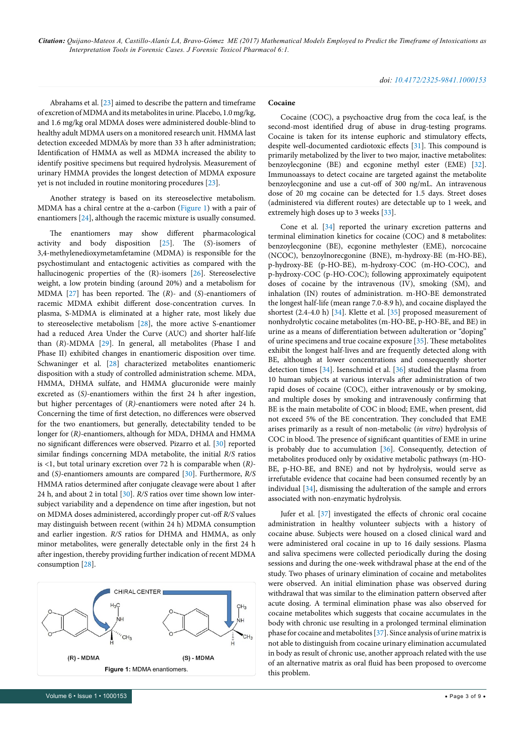Abrahams et al. [23] aimed to describe the pattern and timeframe of excretion of MDMA and its metabolites in urine. Placebo, 1.0 mg/kg, and 1.6 mg/kg oral MDMA doses were administered double-blind to healthy adult MDMA users on a monitored research unit. HMMA last detection exceeded MDMA's by more than 33 h after administration; Identification of HMMA as well as MDMA increased the ability to identify positive specimens but required hydrolysis. Measurement of urinary HMMA provides the longest detection of MDMA exposure yet is not included in routine monitoring procedures [23].

Another strategy is based on its stereoselective metabolism. MDMA has a chiral centre at the α-carbon (Figure 1) with a pair of enantiomers [24], although the racemic mixture is usually consumed.

The enantiomers may show different pharmacological activity and body disposition [25]. The (*S*)-isomers of 3,4-methylenedioxymetamfetamine (MDMA) is responsible for the psychostimulant and entactogenic activities as compared with the hallucinogenic properties of the (R)-isomers [26]. Stereoselective weight, a low protein binding (around 20%) and a metabolism for MDMA [27] has been reported. The (*R*)- and (*S*)-enantiomers of racemic MDMA exhibit different dose-concentration curves. In plasma, S-MDMA is eliminated at a higher rate, most likely due to stereoselective metabolism [28], the more active S-enantiomer had a reduced Area Under the Curve (AUC) and shorter half-life than (*R*)-MDMA [29]. In general, all metabolites (Phase I and Phase II) exhibited changes in enantiomeric disposition over time. Schwaninger et al. [28] characterized metabolites enantiomeric disposition with a study of controlled administration scheme. MDA, HMMA, DHMA sulfate, and HMMA glucuronide were mainly excreted as (*S*)-enantiomers within the first 24 h after ingestion, but higher percentages of (*R*)-enantiomers were noted after 24 h. Concerning the time of first detection, no differences were observed for the two enantiomers, but generally, detectability tended to be longer for (*R*)-enantiomers, although for MDA, DHMA and HMMA no significant differences were observed. Pizarro et al. [30] reported similar findings concerning MDA metabolite, the initial *R/S* ratios is <1, but total urinary excretion over 72 h is comparable when (*R*)- and (*S*)-enantiomers amounts are compared [30]. Furthermore, *R/S* HMMA ratios determined after conjugate cleavage were about 1 after 24 h, and about 2 in total [30]. *R/S* ratios over time shown low inter-subject variability and a dependence on time after ingestion, but not on MDMA doses administered, accordingly proper cut-off *R/S* values may distinguish between recent (within 24 h) MDMA consumption and earlier ingestion. *R/S* ratios for DHMA and HMMA, as only minor metabolites, were generally detectable only in the first 24 h after ingestion, thereby providing further indication of recent MDMA consumption [28].

Figure 1: MDMA enantiomers.

## Cocaine

Cocaine (COC), a psychoactive drug from the coca leaf, is the second-most identified drug of abuse in drug-testing programs. Cocaine is taken for its intense euphoric and stimulatory effects, despite well-documented cardiotoxic effects [31]. This compound is primarily metabolized by the liver to two major, inactive metabolites: benzoylecgonine (BE) and ecgonine methyl ester (EME) [32]. Immunoassays to detect cocaine are targeted against the metabolite benzoylecgonine and use a cut-off of 300 ng/mL. An intravenous dose of 20 mg cocaine can be detected for 1.5 days. Street doses (administered via different routes) are detectable up to 1 week, and extremely high doses up to 3 weeks [33].

Cone et al. [34] reported the urinary excretion patterns and terminal elimination kinetics for cocaine (COC) and 8 metabolites: benzoylecgonine (BE), ecgonine methylester (EME), norcocaine (NCOC), benzoylnorecgonine (BNE), m-hydroxy-BE (m-HO-BE), p-hydroxy-BE (p-HO-BE), m-hydroxy-COC (m-HO-COC), and p-hydroxy-COC (p-HO-COC); following approximately equipotent doses of cocaine by the intravenous (IV), smoking (SM), and inhalation (IN) routes of administration. m-HO-BE demonstrated the longest half-life (mean range 7.0-8.9 h), and cocaine displayed the shortest (2.4-4.0 h) [34]. Klette et al. [35] proposed measurement of nonhydrolytic cocaine metabolites (m-HO-BE, p-HO-BE, and BE) in urine as a means of differentiation between adulteration or "doping" of urine specimens and true cocaine exposure [35]. These metabolites exhibit the longest half-lives and are frequently detected along with BE, although at lower concentrations and consequently shorter detection times [34]. Isenschmid et al. [36] studied the plasma from 10 human subjects at various intervals after administration of two rapid doses of cocaine (COC), either intravenously or by smoking, and multiple doses by smoking and intravenously confirming that BE is the main metabolite of COC in blood; EME, when present, did not exceed 5% of the BE concentration. They concluded that EME arises primarily as a result of non-metabolic (*in vitro*) hydrolysis of COC in blood. The presence of significant quantities of EME in urine is probably due to accumulation [36]. Consequently, detection of metabolites produced only by oxidative metabolic pathways (m-HO-BE, p-HO-BE, and BNE) and not by hydrolysis, would serve as irrefutable evidence that cocaine had been consumed recently by an individual [34], dismissing the adulteration of the sample and errors associated with non-enzymatic hydrolysis.

Jufer et al. [37] investigated the effects of chronic oral cocaine administration in healthy volunteer subjects with a history of cocaine abuse. Subjects were housed on a closed clinical ward and were administered oral cocaine in up to 16 daily sessions. Plasma and saliva specimens were collected periodically during the dosing sessions and during the one-week withdrawal phase at the end of the study. Two phases of urinary elimination of cocaine and metabolites were observed. An initial elimination phase was observed during withdrawal that was similar to the elimination pattern observed after acute dosing. A terminal elimination phase was also observed for cocaine metabolites which suggests that cocaine accumulates in the body with chronic use resulting in a prolonged terminal elimination phase for cocaine and metabolites [37]. Since analysis of urine matrix is not able to distinguish from cocaine urinary elimination accumulated in body as result of chronic use, another approach related with the use of an alternative matrix as oral fluid has been proposed to overcome this problem.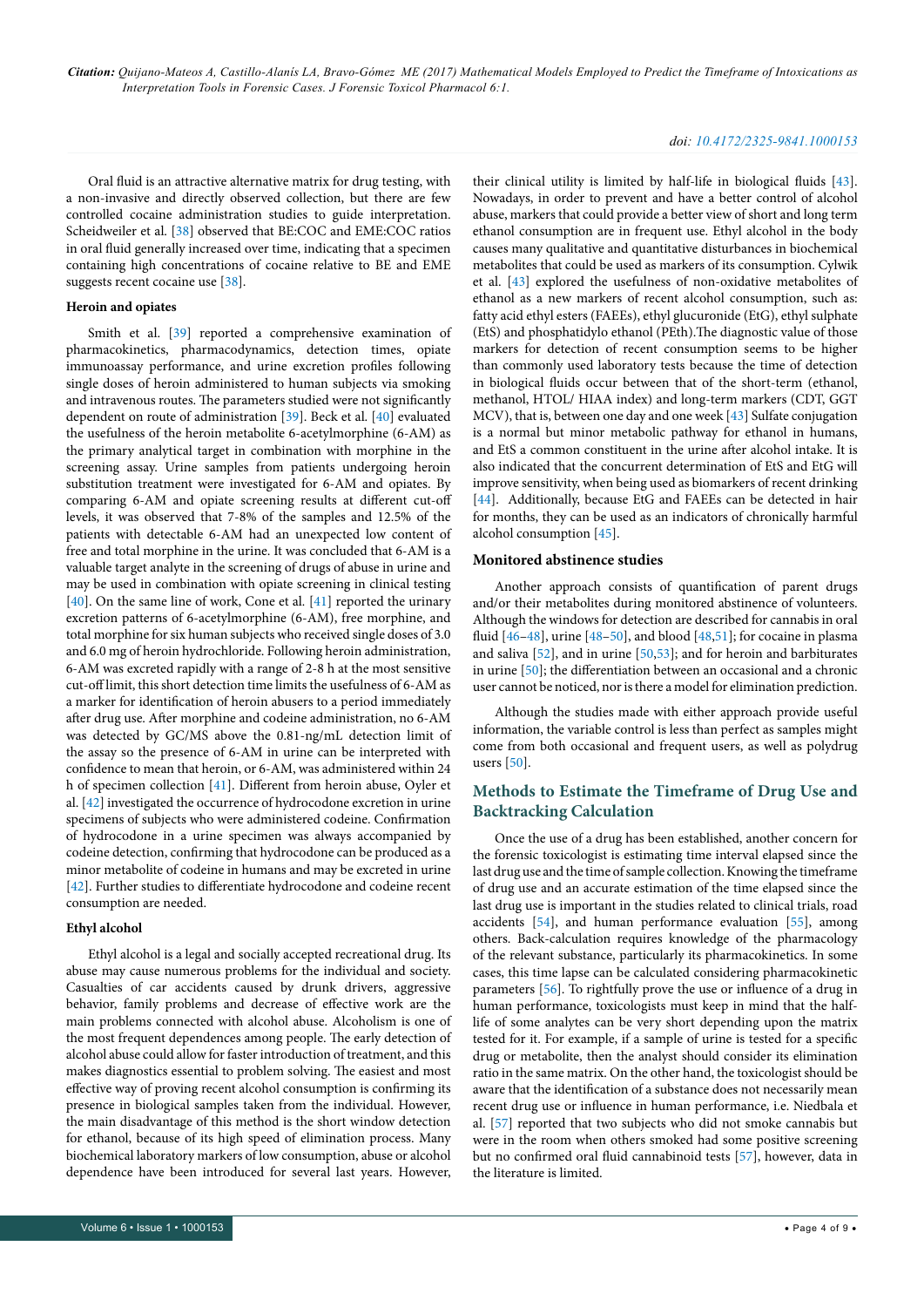Oral fluid is an attractive alternative matrix for drug testing, with a non-invasive and directly observed collection, but there are few controlled cocaine administration studies to guide interpretation. Scheidweiler et al. [38] observed that BE:COC and EME:COC ratios in oral fluid generally increased over time, indicating that a specimen containing high concentrations of cocaine relative to BE and EME suggests recent cocaine use [38].

#### Heroin and opiates

Smith et al. [39] reported a comprehensive examination of pharmacokinetics, pharmacodynamics, detection times, opiate immunoassay performance, and urine excretion profiles following single doses of heroin administered to human subjects via smoking and intravenous routes. The parameters studied were not significantly dependent on route of administration [39]. Beck et al. [40] evaluated the usefulness of the heroin metabolite 6-acetylmorphine (6-AM) as the primary analytical target in combination with morphine in the screening assay. Urine samples from patients undergoing heroin substitution treatment were investigated for 6-AM and opiates. By comparing 6-AM and opiate screening results at different cut-off levels, it was observed that 7-8% of the samples and 12.5% of the patients with detectable 6-AM had an unexpected low content of free and total morphine in the urine. It was concluded that 6-AM is a valuable target analyte in the screening of drugs of abuse in urine and may be used in combination with opiate screening in clinical testing [40]. On the same line of work, Cone et al. [41] reported the urinary excretion patterns of 6-acetylmorphine (6-AM), free morphine, and total morphine for six human subjects who received single doses of 3.0 and 6.0 mg of heroin hydrochloride. Following heroin administration, 6-AM was excreted rapidly with a range of 2-8 h at the most sensitive cut-off limit, this short detection time limits the usefulness of 6-AM as a marker for identification of heroin abusers to a period immediately after drug use. After morphine and codeine administration, no 6-AM was detected by GC/MS above the 0.81-ng/mL detection limit of the assay so the presence of 6-AM in urine can be interpreted with confidence to mean that heroin, or 6-AM, was administered within 24 h of specimen collection [41]. Different from heroin abuse, Oyler et al. [42] investigated the occurrence of hydrocodone excretion in urine specimens of subjects who were administered codeine. Confirmation of hydrocodone in a urine specimen was always accompanied by codeine detection, confirming that hydrocodone can be produced as a minor metabolite of codeine in humans and may be excreted in urine [42]. Further studies to differentiate hydrocodone and codeine recent consumption are needed.

#### Ethyl alcohol

Ethyl alcohol is a legal and socially accepted recreational drug. Its abuse may cause numerous problems for the individual and society. Casualties of car accidents caused by drunk drivers, aggressive behavior, family problems and decrease of effective work are the main problems connected with alcohol abuse. Alcoholism is one of the most frequent dependences among people. The early detection of alcohol abuse could allow for faster introduction of treatment, and this makes diagnostics essential to problem solving. The easiest and most effective way of proving recent alcohol consumption is confirming its presence in biological samples taken from the individual. However, the main disadvantage of this method is the short window detection for ethanol, because of its high speed of elimination process. Many biochemical laboratory markers of low consumption, abuse or alcohol dependence have been introduced for several last years. However, their clinical utility is limited by half-life in biological fluids [43]. Nowadays, in order to prevent and have a better control of alcohol abuse, markers that could provide a better view of short and long term ethanol consumption are in frequent use. Ethyl alcohol in the body causes many qualitative and quantitative disturbances in biochemical metabolites that could be used as markers of its consumption. Cylwik et al. [43] explored the usefulness of non-oxidative metabolites of ethanol as a new markers of recent alcohol consumption, such as: fatty acid ethyl esters (FAEEs), ethyl glucuronide (EtG), ethyl sulphate (EtS) and phosphatidylo ethanol (PEth).The diagnostic value of those markers for detection of recent consumption seems to be higher than commonly used laboratory tests because the time of detection in biological fluids occur between that of the short-term (ethanol, methanol, HTOL/ HIAA index) and long-term markers (CDT, GGT MCV), that is, between one day and one week [43] Sulfate conjugation is a normal but minor metabolic pathway for ethanol in humans, and EtS a common constituent in the urine after alcohol intake. It is also indicated that the concurrent determination of EtS and EtG will improve sensitivity, when being used as biomarkers of recent drinking [44]. Additionally, because EtG and FAEEs can be detected in hair for months, they can be used as an indicators of chronically harmful alcohol consumption [45].

### Monitored abstinence studies

Another approach consists of quantification of parent drugs and/or their metabolites during monitored abstinence of volunteers. Although the windows for detection are described for cannabis in oral fluid [46–48], urine [48–50], and blood [48,51]; for cocaine in plasma and saliva [52], and in urine [50,53]; and for heroin and barbiturates in urine [50]; the differentiation between an occasional and a chronic user cannot be noticed, nor is there a model for elimination prediction.

Although the studies made with either approach provide useful information, the variable control is less than perfect as samples might come from both occasional and frequent users, as well as polydrug users [50].

## Methods to Estimate the Timeframe of Drug Use and Backtracking Calculation

Once the use of a drug has been established, another concern for the forensic toxicologist is estimating time interval elapsed since the last drug use and the time of sample collection. Knowing the timeframe of drug use and an accurate estimation of the time elapsed since the last drug use is important in the studies related to clinical trials, road accidents [54], and human performance evaluation [55], among others. Back-calculation requires knowledge of the pharmacology of the relevant substance, particularly its pharmacokinetics. In some cases, this time lapse can be calculated considering pharmacokinetic parameters [56]. To rightfully prove the use or influence of a drug in human performance, toxicologists must keep in mind that the half-life of some analytes can be very short depending upon the matrix tested for it. For example, if a sample of urine is tested for a specific drug or metabolite, then the analyst should consider its elimination ratio in the same matrix. On the other hand, the toxicologist should be aware that the identification of a substance does not necessarily mean recent drug use or influence in human performance, i.e. Niedbala et al. [57] reported that two subjects who did not smoke cannabis but were in the room when others smoked had some positive screening but no confirmed oral fluid cannabinoid tests [57], however, data in the literature is limited.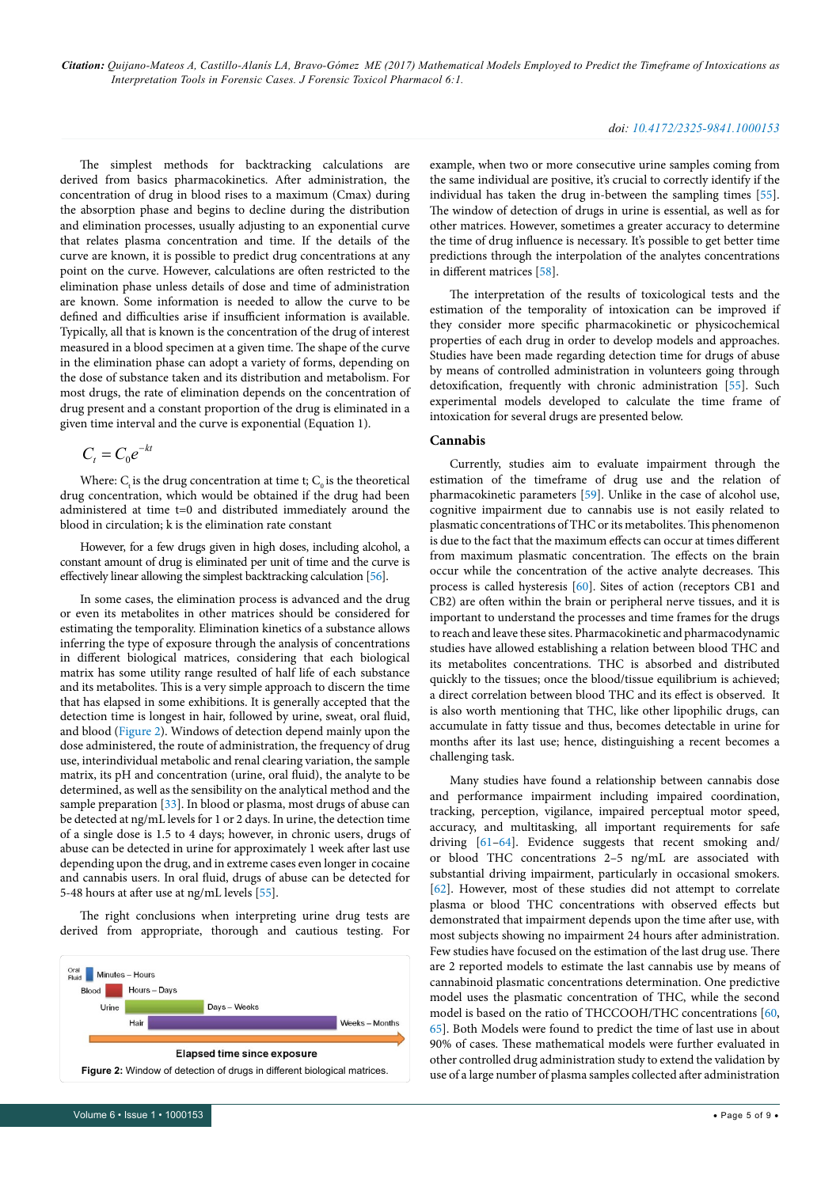The simplest methods for backtracking calculations are derived from basics pharmacokinetics. After administration, the concentration of drug in blood rises to a maximum (Cmax) during the absorption phase and begins to decline during the distribution and elimination processes, usually adjusting to an exponential curve that relates plasma concentration and time. If the details of the curve are known, it is possible to predict drug concentrations at any point on the curve. However, calculations are often restricted to the elimination phase unless details of dose and time of administration are known. Some information is needed to allow the curve to be defined and difficulties arise if insufficient information is available. Typically, all that is known is the concentration of the drug of interest measured in a blood specimen at a given time. The shape of the curve in the elimination phase can adopt a variety of forms, depending on the dose of substance taken and its distribution and metabolism. For most drugs, the rate of elimination depends on the concentration of drug present and a constant proportion of the drug is eliminated in a given time interval and the curve is exponential (Equation 1).

$$C_t = C_0 e^{-kt}$$

Where: $C_t$ is the drug concentration at time t; $C_0$ is the theoretical drug concentration, which would be obtained if the drug had been administered at time t=0 and distributed immediately around the blood in circulation; k is the elimination rate constant

However, for a few drugs given in high doses, including alcohol, a constant amount of drug is eliminated per unit of time and the curve is effectively linear allowing the simplest backtracking calculation [56].

In some cases, the elimination process is advanced and the drug or even its metabolites in other matrices should be considered for estimating the temporality. Elimination kinetics of a substance allows inferring the type of exposure through the analysis of concentrations in different biological matrices, considering that each biological matrix has some utility range resulted of half life of each substance and its metabolites. This is a very simple approach to discern the time that has elapsed in some exhibitions. It is generally accepted that the detection time is longest in hair, followed by urine, sweat, oral fluid, and blood (Figure 2). Windows of detection depend mainly upon the dose administered, the route of administration, the frequency of drug use, interindividual metabolic and renal clearing variation, the sample matrix, its pH and concentration (urine, oral fluid), the analyte to be determined, as well as the sensibility on the analytical method and the sample preparation [33]. In blood or plasma, most drugs of abuse can be detected at ng/mL levels for 1 or 2 days. In urine, the detection time of a single dose is 1.5 to 4 days; however, in chronic users, drugs of abuse can be detected in urine for approximately 1 week after last use depending upon the drug, and in extreme cases even longer in cocaine and cannabis users. In oral fluid, drugs of abuse can be detected for 5-48 hours at after use at ng/mL levels [55].

The right conclusions when interpreting urine drug tests are derived from appropriate, thorough and cautious testing. For example, when two or more consecutive urine samples coming from the same individual are positive, it's crucial to correctly identify if the individual has taken the drug in-between the sampling times [55]. The window of detection of drugs in urine is essential, as well as for other matrices. However, sometimes a greater accuracy to determine the time of drug influence is necessary. It's possible to get better time predictions through the interpolation of the analytes concentrations in different matrices [58].

Oral Fluid — Minutes – Hours
Blood — Hours – Days
Urine — Days – Weeks
Hair — Weeks – Months
Elapsed time since exposure

**Figure 2:** Window of detection of drugs in different biological matrices.

The interpretation of the results of toxicological tests and the estimation of the temporality of intoxication can be improved if they consider more specific pharmacokinetic or physicochemical properties of each drug in order to develop models and approaches. Studies have been made regarding detection time for drugs of abuse by means of controlled administration in volunteers going through detoxification, frequently with chronic administration [55]. Such experimental models developed to calculate the time frame of intoxication for several drugs are presented below.

## Cannabis

Currently, studies aim to evaluate impairment through the estimation of the timeframe of drug use and the relation of pharmacokinetic parameters [59]. Unlike in the case of alcohol use, cognitive impairment due to cannabis use is not easily related to plasmatic concentrations of THC or its metabolites. This phenomenon is due to the fact that the maximum effects can occur at times different from maximum plasmatic concentration. The effects on the brain occur while the concentration of the active analyte decreases. This process is called hysteresis [60]. Sites of action (receptors CB1 and CB2) are often within the brain or peripheral nerve tissues, and it is important to understand the processes and time frames for the drugs to reach and leave these sites. Pharmacokinetic and pharmacodynamic studies have allowed establishing a relation between blood THC and its metabolites concentrations. THC is absorbed and distributed quickly to the tissues; once the blood/tissue equilibrium is achieved; a direct correlation between blood THC and its effect is observed. It is also worth mentioning that THC, like other lipophilic drugs, can accumulate in fatty tissue and thus, becomes detectable in urine for months after its last use; hence, distinguishing a recent becomes a challenging task.

Many studies have found a relationship between cannabis dose and performance impairment including impaired coordination, tracking, perception, vigilance, impaired perceptual motor speed, accuracy, and multitasking, all important requirements for safe driving [61–64]. Evidence suggests that recent smoking and/or blood THC concentrations 2–5 ng/mL are associated with substantial driving impairment, particularly in occasional smokers. [62]. However, most of these studies did not attempt to correlate plasma or blood THC concentrations with observed effects but demonstrated that impairment depends upon the time after use, with most subjects showing no impairment 24 hours after administration. Few studies have focused on the estimation of the last drug use. There are 2 reported models to estimate the last cannabis use by means of cannabinoid plasmatic concentrations determination. One predictive model uses the plasmatic concentration of THC, while the second model is based on the ratio of THCCOOH/THC concentrations [60, 65]. Both Models were found to predict the time of last use in about 90% of cases. These mathematical models were further evaluated in other controlled drug administration study to extend the validation by use of a large number of plasma samples collected after administration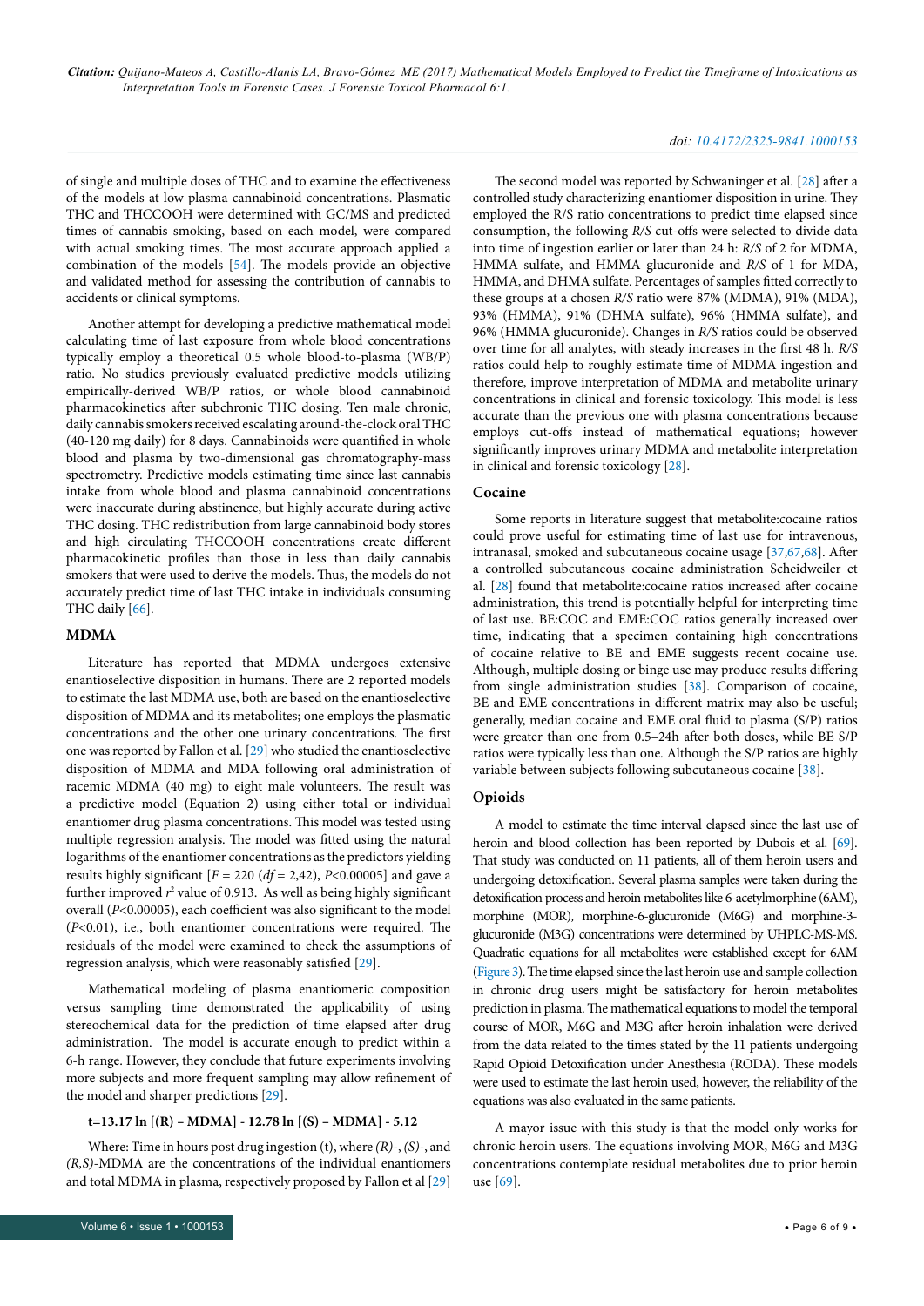of single and multiple doses of THC and to examine the effectiveness of the models at low plasma cannabinoid concentrations. Plasmatic THC and THCCOOH were determined with GC/MS and predicted times of cannabis smoking, based on each model, were compared with actual smoking times. The most accurate approach applied a combination of the models [54]. The models provide an objective and validated method for assessing the contribution of cannabis to accidents or clinical symptoms.

Another attempt for developing a predictive mathematical model calculating time of last exposure from whole blood concentrations typically employ a theoretical 0.5 whole blood-to-plasma (WB/P) ratio. No studies previously evaluated predictive models utilizing empirically-derived WB/P ratios, or whole blood cannabinoid pharmacokinetics after subchronic THC dosing. Ten male chronic, daily cannabis smokers received escalating around-the-clock oral THC (40-120 mg daily) for 8 days. Cannabinoids were quantified in whole blood and plasma by two-dimensional gas chromatography-mass spectrometry. Predictive models estimating time since last cannabis intake from whole blood and plasma cannabinoid concentrations were inaccurate during abstinence, but highly accurate during active THC dosing. THC redistribution from large cannabinoid body stores and high circulating THCCOOH concentrations create different pharmacokinetic profiles than those in less than daily cannabis smokers that were used to derive the models. Thus, the models do not accurately predict time of last THC intake in individuals consuming THC daily [66].

### MDMA

Literature has reported that MDMA undergoes extensive enantioselective disposition in humans. There are 2 reported models to estimate the last MDMA use, both are based on the enantioselective disposition of MDMA and its metabolites; one employs the plasmatic concentrations and the other one urinary concentrations. The first one was reported by Fallon et al. [29] who studied the enantioselective disposition of MDMA and MDA following oral administration of racemic MDMA (40 mg) to eight male volunteers. The result was a predictive model (Equation 2) using either total or individual enantiomer drug plasma concentrations. This model was tested using multiple regression analysis. The model was fitted using the natural logarithms of the enantiomer concentrations as the predictors yielding results highly significant [$F$ = 220 ($df$ = 2,42), $P$<0.00005] and gave a further improved $r^2$ value of 0.913. As well as being highly significant overall ($P$<0.00005), each coefficient was also significant to the model ($P$<0.01), i.e., both enantiomer concentrations were required. The residuals of the model were examined to check the assumptions of regression analysis, which were reasonably satisfied [29].

Mathematical modeling of plasma enantiomeric composition versus sampling time demonstrated the applicability of using stereochemical data for the prediction of time elapsed after drug administration. The model is accurate enough to predict within a 6-h range. However, they conclude that future experiments involving more subjects and more frequent sampling may allow refinement of the model and sharper predictions [29].

$$t = 13.17 \ln [(R) - MDMA] - 12.78 \ln [(S) - MDMA] - 5.12$$

Where: Time in hours post drug ingestion (t), where *(R)-*, *(S)-*, and *(R,S)*-MDMA are the concentrations of the individual enantiomers and total MDMA in plasma, respectively proposed by Fallon et al [29]

The second model was reported by Schwaninger et al. [28] after a controlled study characterizing enantiomer disposition in urine. They employed the R/S ratio concentrations to predict time elapsed since consumption, the following *R/S* cut-offs were selected to divide data into time of ingestion earlier or later than 24 h: *R/S* of 2 for MDMA, HMMA sulfate, and HMMA glucuronide and *R/S* of 1 for MDA, HMMA, and DHMA sulfate. Percentages of samples fitted correctly to these groups at a chosen *R/S* ratio were 87% (MDMA), 91% (MDA), 93% (HMMA), 91% (DHMA sulfate), 96% (HMMA sulfate), and 96% (HMMA glucuronide). Changes in *R/S* ratios could be observed over time for all analytes, with steady increases in the first 48 h. *R/S* ratios could help to roughly estimate time of MDMA ingestion and therefore, improve interpretation of MDMA and metabolite urinary concentrations in clinical and forensic toxicology. This model is less accurate than the previous one with plasma concentrations because employs cut-offs instead of mathematical equations; however significantly improves urinary MDMA and metabolite interpretation in clinical and forensic toxicology [28].

### Cocaine

Some reports in literature suggest that metabolite:cocaine ratios could prove useful for estimating time of last use for intravenous, intranasal, smoked and subcutaneous cocaine usage [37,67,68]. After a controlled subcutaneous cocaine administration Scheidweiler et al. [28] found that metabolite:cocaine ratios increased after cocaine administration, this trend is potentially helpful for interpreting time of last use. BE:COC and EME:COC ratios generally increased over time, indicating that a specimen containing high concentrations of cocaine relative to BE and EME suggests recent cocaine use. Although, multiple dosing or binge use may produce results differing from single administration studies [38]. Comparison of cocaine, BE and EME concentrations in different matrix may also be useful; generally, median cocaine and EME oral fluid to plasma (S/P) ratios were greater than one from 0.5–24h after both doses, while BE S/P ratios were typically less than one. Although the S/P ratios are highly variable between subjects following subcutaneous cocaine [38].

### Opioids

A model to estimate the time interval elapsed since the last use of heroin and blood collection has been reported by Dubois et al. [69]. That study was conducted on 11 patients, all of them heroin users and undergoing detoxification. Several plasma samples were taken during the detoxification process and heroin metabolites like 6-acetylmorphine (6AM), morphine (MOR), morphine-6-glucuronide (M6G) and morphine-3-glucuronide (M3G) concentrations were determined by UHPLC-MS-MS. Quadratic equations for all metabolites were established except for 6AM (Figure 3). The time elapsed since the last heroin use and sample collection in chronic drug users might be satisfactory for heroin metabolites prediction in plasma. The mathematical equations to model the temporal course of MOR, M6G and M3G after heroin inhalation were derived from the data related to the times stated by the 11 patients undergoing Rapid Opioid Detoxification under Anesthesia (RODA). These models were used to estimate the last heroin used, however, the reliability of the equations was also evaluated in the same patients.

A mayor issue with this study is that the model only works for chronic heroin users. The equations involving MOR, M6G and M3G concentrations contemplate residual metabolites due to prior heroin use [69].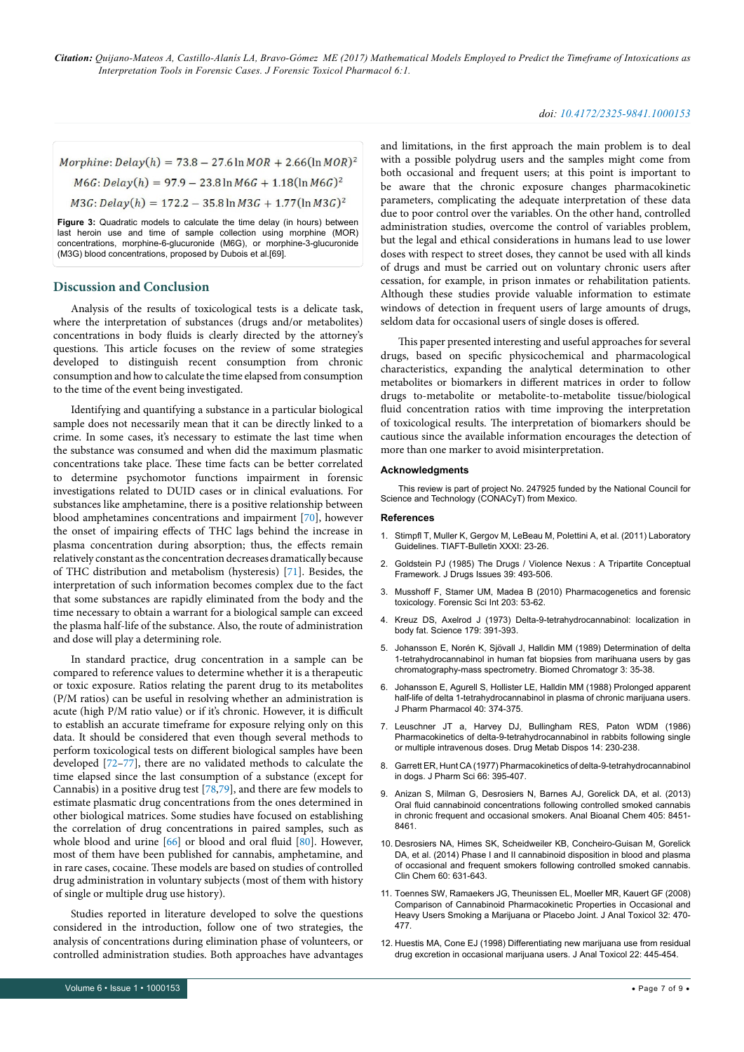$$Morphine: Delay(h) = 73.8 - 27.6 \ln MOR + 2.66(\ln MOR)^2$$

$$M6G: Delay(h) = 97.9 - 23.8 \ln M6G + 1.18(\ln M6G)^2$$

$$M3G: Delay(h) = 172.2 - 35.8 \ln M3G + 1.77(\ln M3G)^2$$

**Figure 3:** Quadratic models to calculate the time delay (in hours) between last heroin use and time of sample collection using morphine (MOR) concentrations, morphine-6-glucuronide (M6G), or morphine-3-glucuronide (M3G) blood concentrations, proposed by Dubois et al.[69].

## Discussion and Conclusion

Analysis of the results of toxicological tests is a delicate task, where the interpretation of substances (drugs and/or metabolites) concentrations in body fluids is clearly directed by the attorney's questions. This article focuses on the review of some strategies developed to distinguish recent consumption from chronic consumption and how to calculate the time elapsed from consumption to the time of the event being investigated.

Identifying and quantifying a substance in a particular biological sample does not necessarily mean that it can be directly linked to a crime. In some cases, it's necessary to estimate the last time when the substance was consumed and when did the maximum plasmatic concentrations take place. These time facts can be better correlated to determine psychomotor functions impairment in forensic investigations related to DUID cases or in clinical evaluations. For substances like amphetamine, there is a positive relationship between blood amphetamines concentrations and impairment [70], however the onset of impairing effects of THC lags behind the increase in plasma concentration during absorption; thus, the effects remain relatively constant as the concentration decreases dramatically because of THC distribution and metabolism (hysteresis) [71]. Besides, the interpretation of such information becomes complex due to the fact that some substances are rapidly eliminated from the body and the time necessary to obtain a warrant for a biological sample can exceed the plasma half-life of the substance. Also, the route of administration and dose will play a determining role.

In standard practice, drug concentration in a sample can be compared to reference values to determine whether it is a therapeutic or toxic exposure. Ratios relating the parent drug to its metabolites (P/M ratios) can be useful in resolving whether an administration is acute (high P/M ratio value) or if it's chronic. However, it is difficult to establish an accurate timeframe for exposure relying only on this data. It should be considered that even though several methods to perform toxicological tests on different biological samples have been developed [72–77], there are no validated methods to calculate the time elapsed since the last consumption of a substance (except for Cannabis) in a positive drug test [78,79], and there are few models to estimate plasmatic drug concentrations from the ones determined in other biological matrices. Some studies have focused on establishing the correlation of drug concentrations in paired samples, such as whole blood and urine [66] or blood and oral fluid [80]. However, most of them have been published for cannabis, amphetamine, and in rare cases, cocaine. These models are based on studies of controlled drug administration in voluntary subjects (most of them with history of single or multiple drug use history).

Studies reported in literature developed to solve the questions considered in the introduction, follow one of two strategies, the analysis of concentrations during elimination phase of volunteers, or controlled administration studies. Both approaches have advantages and limitations, in the first approach the main problem is to deal with a possible polydrug users and the samples might come from both occasional and frequent users; at this point is important to be aware that the chronic exposure changes pharmacokinetic parameters, complicating the adequate interpretation of these data due to poor control over the variables. On the other hand, controlled administration studies, overcome the control of variables problem, but the legal and ethical considerations in humans lead to use lower doses with respect to street doses, they cannot be used with all kinds of drugs and must be carried out on voluntary chronic users after cessation, for example, in prison inmates or rehabilitation patients. Although these studies provide valuable information to estimate windows of detection in frequent users of large amounts of drugs, seldom data for occasional users of single doses is offered.

This paper presented interesting and useful approaches for several drugs, based on specific physicochemical and pharmacological characteristics, expanding the analytical determination to other metabolites or biomarkers in different matrices in order to follow drugs to-metabolite or metabolite-to-metabolite tissue/biological fluid concentration ratios with time improving the interpretation of toxicological results. The interpretation of biomarkers should be cautious since the available information encourages the detection of more than one marker to avoid misinterpretation.

### Acknowledgments

This review is part of project No. 247925 funded by the National Council for Science and Technology (CONACyT) from Mexico.

### References

1. Stimpfl T, Muller K, Gergov M, LeBeau M, Polettini A, et al. (2011) Laboratory Guidelines. TIAFT-Bulletin XXXI: 23-26.
2. Goldstein PJ (1985) The Drugs / Violence Nexus : A Tripartite Conceptual Framework. J Drugs Issues 39: 493-506.
3. Musshoff F, Stamer UM, Madea B (2010) Pharmacogenetics and forensic toxicology. Forensic Sci Int 203: 53-62.
4. Kreuz DS, Axelrod J (1973) Delta-9-tetrahydrocannabinol: localization in body fat. Science 179: 391-393.
5. Johansson E, Norén K, Sjövall J, Halldin MM (1989) Determination of delta 1-tetrahydrocannabinol in human fat biopsies from marihuana users by gas chromatography-mass spectrometry. Biomed Chromatog 3: 35-38.
6. Johansson E, Agurell S, Hollister LE, Halldin MM (1988) Prolonged apparent half-life of delta 1-tetrahydrocannabinol in plasma of chronic marijuana users. J Pharm Pharmacol 40: 374-375.
7. Leuschner JT a, Harvey DJ, Bullingham RES, Paton WDM (1986) Pharmacokinetics of delta-9-tetrahydrocannabinol in rabbits following single or multiple intravenous doses. Drug Metab Dispos 14: 230-238.
8. Garrett ER, Hunt CA (1977) Pharmacokinetics of delta-9-tetrahydrocannabinol in dogs. J Pharm Sci 66: 395-407.
9. Anizan S, Milman G, Desrosiers N, Barnes AJ, Gorelick DA, et al. (2013) Oral fluid cannabinoid concentrations following controlled smoked cannabis in chronic frequent and occasional smokers. Anal Bioanal Chem 405: 8451-8461.
10. Desrosiers NA, Himes SK, Scheidweiler KB, Concheiro-Guisan M, Gorelick DA, et al. (2014) Phase I and II cannabinoid disposition in blood and plasma of occasional and frequent smokers following controlled smoked cannabis. Clin Chem 60: 631-643.
11. Toennes SW, Ramaekers JG, Theunissen EL, Moeller MR, Kauert GF (2008) Comparison of Cannabinoid Pharmacokinetic Properties in Occasional and Heavy Users Smoking a Marijuana or Placebo Joint. J Anal Toxicol 32: 470-477.
12. Huestis MA, Cone EJ (1998) Differentiating new marijuana use from residual drug excretion in occasional marijuana users. J Anal Toxicol 22: 445-454.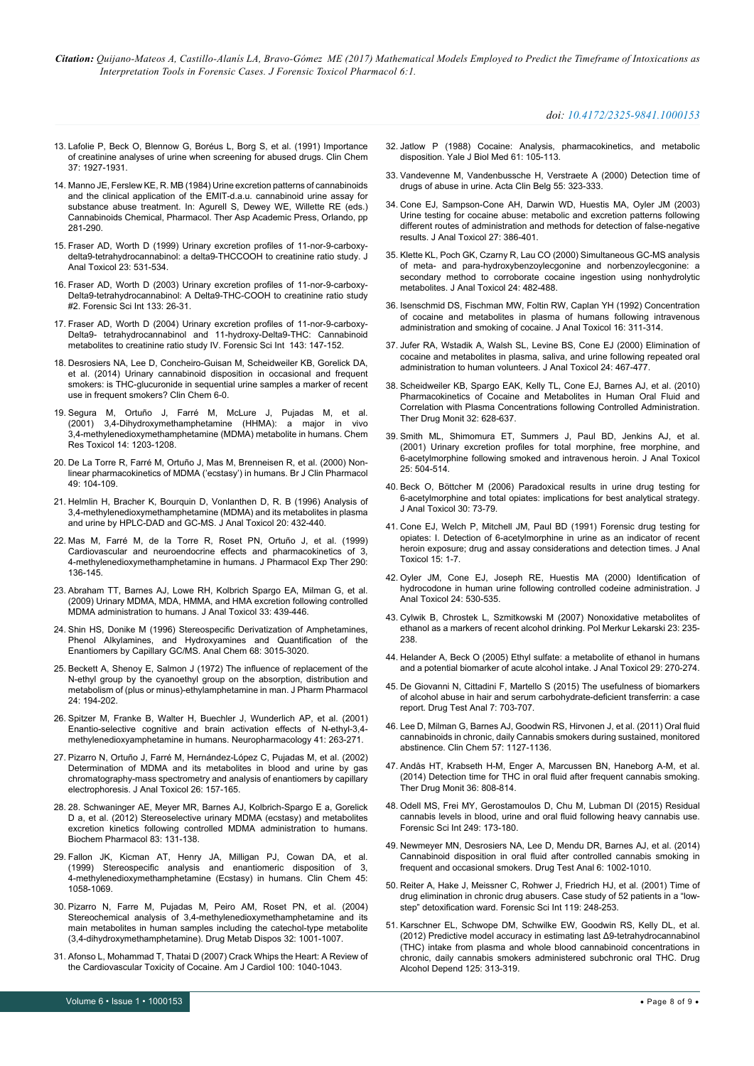13. Lafolie P, Beck O, Blennow G, Boréus L, Borg S, et al. (1991) Importance of creatinine analyses of urine when screening for abused drugs. Clin Chem 37: 1927-1931.

14. Manno JE, Ferslew KE, R. MB (1984) Urine excretion patterns of cannabinoids and the clinical application of the EMIT-d.a.u. cannabinoid urine assay for substance abuse treatment. In: Agurell S, Dewey WE, Willette RE (eds.) Cannabinoids Chemical, Pharmacol. Ther Asp Academic Press, Orlando, pp 281-290.

15. Fraser AD, Worth D (1999) Urinary excretion profiles of 11-nor-9-carboxy-delta9-tetrahydrocannabinol: a delta9-THCCOOH to creatinine ratio study. J Anal Toxicol 23: 531-534.

16. Fraser AD, Worth D (2003) Urinary excretion profiles of 11-nor-9-carboxy-Delta9-tetrahydrocannabinol: A Delta9-THC-COOH to creatinine ratio study #2. Forensic Sci Int 133: 26-31.

17. Fraser AD, Worth D (2004) Urinary excretion profiles of 11-nor-9-carboxy-Delta9- tetrahydrocannabinol and 11-hydroxy-Delta9-THC: Cannabinoid metabolites to creatinine ratio study IV. Forensic Sci Int 143: 147-152.

18. Desrosiers NA, Lee D, Concheiro-Guisan M, Scheidweiler KB, Gorelick DA, et al. (2014) Urinary cannabinoid disposition in occasional and frequent smokers: is THC-glucuronide in sequential urine samples a marker of recent use in frequent smokers? Clin Chem 6-0.

19. Segura M, Ortuño J, Farré M, McLure J, Pujadas M, et al. (2001) 3,4-Dihydroxymethamphetamine (HHMA): a major in vivo 3,4-methylenedioxymethamphetamine (MDMA) metabolite in humans. Chem Res Toxicol 14: 1203-1208.

20. De La Torre R, Farré M, Ortuño J, Mas M, Brenneisen R, et al. (2000) Non-linear pharmacokinetics of MDMA ('ecstasy') in humans. Br J Clin Pharmacol 49: 104-109.

21. Helmlin H, Bracher K, Bourquin D, Vonlanthen D, R. B (1996) Analysis of 3,4-methylenedioxymethamphetamine (MDMA) and its metabolites in plasma and urine by HPLC-DAD and GC-MS. J Anal Toxicol 20: 432-440.

22. Mas M, Farré M, de la Torre R, Roset PN, Ortuño J, et al. (1999) Cardiovascular and neuroendocrine effects and pharmacokinetics of 3, 4-methylenedioxymethamphetamine in humans. J Pharmacol Exp Ther 290: 136-145.

23. Abraham TT, Barnes AJ, Lowe RH, Kolbrich Spargo EA, Milman G, et al. (2009) Urinary MDMA, MDA, HMMA, and HMA excretion following controlled MDMA administration to humans. J Anal Toxicol 33: 439-446.

24. Shin HS, Donike M (1996) Stereospecific Derivatization of Amphetamines, Phenol Alkylamines, and Hydroxyamines and Quantification of the Enantiomers by Capillary GC/MS. Anal Chem 68: 3015-3020.

25. Beckett A, Shenoy E, Salmon J (1972) The influence of replacement of the N-ethyl group by the cyanoethyl group on the absorption, distribution and metabolism of (plus or minus)-ethylamphetamine in man. J Pharm Pharmacol 24: 194-202.

26. Spitzer M, Franke B, Walter H, Buechler J, Wunderlich AP, et al. (2001) Enantio-selective cognitive and brain activation effects of N-ethyl-3,4-methylenedioxyamphetamine in humans. Neuropharmacology 41: 263-271.

27. Pizarro N, Ortuño J, Farré M, Hernández-López C, Pujadas M, et al. (2002) Determination of MDMA and its metabolites in blood and urine by gas chromatography-mass spectrometry and analysis of enantiomers by capillary electrophoresis. J Anal Toxicol 26: 157-165.

28. 28. Schwaninger AE, Meyer MR, Barnes AJ, Kolbrich-Spargo E a, Gorelick D a, et al. (2012) Stereoselective urinary MDMA (ecstasy) and metabolites excretion kinetics following controlled MDMA administration to humans. Biochem Pharmacol 83: 131-138.

29. Fallon JK, Kicman AT, Henry JA, Milligan PJ, Cowan DA, et al. (1999) Stereospecific analysis and enantiomeric disposition of 3, 4-methylenedioxymethamphetamine (Ecstasy) in humans. Clin Chem 45: 1058-1069.

30. Pizarro N, Farre M, Pujadas M, Peiro AM, Roset PN, et al. (2004) Stereochemical analysis of 3,4-methylenedioxymethamphetamine and its main metabolites in human samples including the catechol-type metabolite (3,4-dihydroxymethamphetamine). Drug Metab Dispos 32: 1001-1007.

31. Afonso L, Mohammad T, Thatai D (2007) Crack Whips the Heart: A Review of the Cardiovascular Toxicity of Cocaine. Am J Cardiol 100: 1040-1043.

32. Jatlow P (1988) Cocaine: Analysis, pharmacokinetics, and metabolic disposition. Yale J Biol Med 61: 105-113.

33. Vandevenne M, Vandenbussche H, Verstraete A (2000) Detection time of drugs of abuse in urine. Acta Clin Belg 55: 323-333.

34. Cone EJ, Sampson-Cone AH, Darwin WD, Huestis MA, Oyler JM (2003) Urine testing for cocaine abuse: metabolic and excretion patterns following different routes of administration and methods for detection of false-negative results. J Anal Toxicol 27: 386-401.

35. Klette KL, Poch GK, Czarny R, Lau CO (2000) Simultaneous GC-MS analysis of meta- and para-hydroxybenzoylecgonine and norbenzoylecgonine: a secondary method to corroborate cocaine ingestion using nonhydrolytic metabolites. J Anal Toxicol 24: 482-488.

36. Isenschmid DS, Fischman MW, Foltin RW, Caplan YH (1992) Concentration of cocaine and metabolites in plasma of humans following intravenous administration and smoking of cocaine. J Anal Toxicol 16: 311-314.

37. Jufer RA, Wstadik A, Walsh SL, Levine BS, Cone EJ (2000) Elimination of cocaine and metabolites in plasma, saliva, and urine following repeated oral administration to human volunteers. J Anal Toxicol 24: 467-477.

38. Scheidweiler KB, Spargo EAK, Kelly TL, Cone EJ, Barnes AJ, et al. (2010) Pharmacokinetics of Cocaine and Metabolites in Human Oral Fluid and Correlation with Plasma Concentrations following Controlled Administration. Ther Drug Monit 32: 628-637.

39. Smith ML, Shimomura ET, Summers J, Paul BD, Jenkins AJ, et al. (2001) Urinary excretion profiles for total morphine, free morphine, and 6-acetylmorphine following smoked and intravenous heroin. J Anal Toxicol 25: 504-514.

40. Beck O, Böttcher M (2006) Paradoxical results in urine drug testing for 6-acetylmorphine and total opiates: implications for best analytical strategy. J Anal Toxicol 30: 73-79.

41. Cone EJ, Welch P, Mitchell JM, Paul BD (1991) Forensic drug testing for opiates: I. Detection of 6-acetylmorphine in urine as an indicator of recent heroin exposure; drug and assay considerations and detection times. J Anal Toxicol 15: 1-7.

42. Oyler JM, Cone EJ, Joseph RE, Huestis MA (2000) Identification of hydrocodone in human urine following controlled codeine administration. J Anal Toxicol 24: 530-535.

43. Cylwik B, Chrostek L, Szmitkowski M (2007) Nonoxidative metabolites of ethanol as a markers of recent alcohol drinking. Pol Merkur Lekarski 23: 235-238.

44. Helander A, Beck O (2005) Ethyl sulfate: a metabolite of ethanol in humans and a potential biomarker of acute alcohol intake. J Anal Toxicol 29: 270-274.

45. De Giovanni N, Cittadini F, Martello S (2015) The usefulness of biomarkers of alcohol abuse in hair and serum carbohydrate-deficient transferrin: a case report. Drug Test Anal 7: 703-707.

46. Lee D, Milman G, Barnes AJ, Goodwin RS, Hirvonen J, et al. (2011) Oral fluid cannabinoids in chronic, daily Cannabis smokers during sustained, monitored abstinence. Clin Chem 57: 1127-1136.

47. Andås HT, Krabseth H-M, Enger A, Marcussen BN, Haneborg A-M, et al. (2014) Detection time for THC in oral fluid after frequent cannabis smoking. Ther Drug Monit 36: 808-814.

48. Odell MS, Frei MY, Gerostamoulos D, Chu M, Lubman DI (2015) Residual cannabis levels in blood, urine and oral fluid following heavy cannabis use. Forensic Sci Int 249: 173-180.

49. Newmeyer MN, Desrosiers NA, Lee D, Mendu DR, Barnes AJ, et al. (2014) Cannabinoid disposition in oral fluid after controlled cannabis smoking in frequent and occasional smokers. Drug Test Anal 6: 1002-1010.

50. Reiter A, Hake J, Meissner C, Rohwer J, Friedrich HJ, et al. (2001) Time of drug elimination in chronic drug abusers. Case study of 52 patients in a "low-step" detoxification ward. Forensic Sci Int 119: 248-253.

51. Karschner EL, Schwope DM, Schwilke EW, Goodwin RS, Kelly DL, et al. (2012) Predictive model accuracy in estimating last Δ9-tetrahydrocannabinol (THC) intake from plasma and whole blood cannabinoid concentrations in chronic, daily cannabis smokers administered subchronic oral THC. Drug Alcohol Depend 125: 313-319.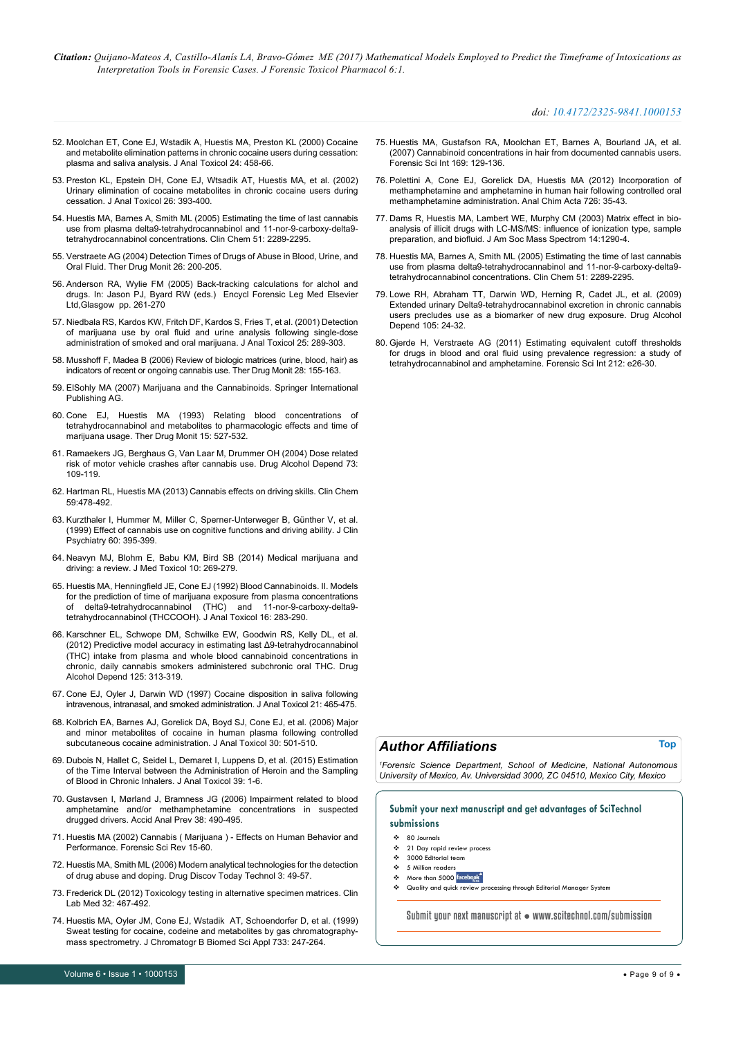52. Moolchan ET, Cone EJ, Wstadik A, Huestis MA, Preston KL (2000) Cocaine and metabolite elimination patterns in chronic cocaine users during cessation: plasma and saliva analysis. J Anal Toxicol 24: 458-66.

53. Preston KL, Epstein DH, Cone EJ, Wtsadik AT, Huestis MA, et al. (2002) Urinary elimination of cocaine metabolites in chronic cocaine users during cessation. J Anal Toxicol 26: 393-400.

54. Huestis MA, Barnes A, Smith ML (2005) Estimating the time of last cannabis use from plasma delta9-tetrahydrocannabinol and 11-nor-9-carboxy-delta9-tetrahydrocannabinol concentrations. Clin Chem 51: 2289-2295.

55. Verstraete AG (2004) Detection Times of Drugs of Abuse in Blood, Urine, and Oral Fluid. Ther Drug Monit 26: 200-205.

56. Anderson RA, Wylie FM (2005) Back-tracking calculations for alchol and drugs. In: Jason PJ, Byard RW (eds.) Encycl Forensic Leg Med Elsevier Ltd,Glasgow pp. 261-270

57. Niedbala RS, Kardos KW, Fritch DF, Kardos S, Fries T, et al. (2001) Detection of marijuana use by oral fluid and urine analysis following single-dose administration of smoked and oral marijuana. J Anal Toxicol 25: 289-303.

58. Musshoff F, Madea B (2006) Review of biologic matrices (urine, blood, hair) as indicators of recent or ongoing cannabis use. Ther Drug Monit 28: 155-163.

59. ElSohly MA (2007) Marijuana and the Cannabinoids. Springer International Publishing AG.

60. Cone EJ, Huestis MA (1993) Relating blood concentrations of tetrahydrocannabinol and metabolites to pharmacologic effects and time of marijuana usage. Ther Drug Monit 15: 527-532.

61. Ramaekers JG, Berghaus G, Van Laar M, Drummer OH (2004) Dose related risk of motor vehicle crashes after cannabis use. Drug Alcohol Depend 73: 109-119.

62. Hartman RL, Huestis MA (2013) Cannabis effects on driving skills. Clin Chem 59:478-492.

63. Kurzthaler I, Hummer M, Miller C, Sperner-Unterweger B, Günther V, et al. (1999) Effect of cannabis use on cognitive functions and driving ability. J Clin Psychiatry 60: 395-399.

64. Neavyn MJ, Blohm E, Babu KM, Bird SB (2014) Medical marijuana and driving: a review. J Med Toxicol 10: 269-279.

65. Huestis MA, Henningfield JE, Cone EJ (1992) Blood Cannabinoids. II. Models for the prediction of time of marijuana exposure from plasma concentrations of delta9-tetrahydrocannabinol (THC) and 11-nor-9-carboxy-delta9-tetrahydrocannabinol (THCCOOH). J Anal Toxicol 16: 283-290.

66. Karschner EL, Schwope DM, Schwilke EW, Goodwin RS, Kelly DL, et al. (2012) Predictive model accuracy in estimating last Δ9-tetrahydrocannabinol (THC) intake from plasma and whole blood cannabinoid concentrations in chronic, daily cannabis smokers administered subchronic oral THC. Drug Alcohol Depend 125: 313-319.

67. Cone EJ, Oyler J, Darwin WD (1997) Cocaine disposition in saliva following intravenous, intranasal, and smoked administration. J Anal Toxicol 21: 465-475.

68. Kolbrich EA, Barnes AJ, Gorelick DA, Boyd SJ, Cone EJ, et al. (2006) Major and minor metabolites of cocaine in human plasma following controlled subcutaneous cocaine administration. J Anal Toxicol 30: 501-510.

69. Dubois N, Hallet C, Seidel L, Demaret I, Luppens D, et al. (2015) Estimation of the Time Interval between the Administration of Heroin and the Sampling of Blood in Chronic Inhalers. J Anal Toxicol 39: 1-6.

70. Gustavsen I, Mørland J, Bramness JG (2006) Impairment related to blood amphetamine and/or methamphetamine concentrations in suspected drugged drivers. Accid Anal Prev 38: 490-495.

71. Huestis MA (2002) Cannabis ( Marijuana ) - Effects on Human Behavior and Performance. Forensic Sci Rev 15-60.

72. Huestis MA, Smith ML (2006) Modern analytical technologies for the detection of drug abuse and doping. Drug Discov Today Technol 3: 49-57.

73. Frederick DL (2012) Toxicology testing in alternative specimen matrices. Clin Lab Med 32: 467-492.

74. Huestis MA, Oyler JM, Cone EJ, Wstadik AT, Schoendorfer D, et al. (1999) Sweat testing for cocaine, codeine and metabolites by gas chromatography-mass spectrometry. J Chromatogr B Biomed Sci Appl 733: 247-264.

75. Huestis MA, Gustafson RA, Moolchan ET, Barnes A, Bourland JA, et al. (2007) Cannabinoid concentrations in hair from documented cannabis users. Forensic Sci Int 169: 129-136.

76. Polettini A, Cone EJ, Gorelick DA, Huestis MA (2012) Incorporation of methamphetamine and amphetamine in human hair following controlled oral methamphetamine administration. Anal Chim Acta 726: 35-43.

77. Dams R, Huestis MA, Lambert WE, Murphy CM (2003) Matrix effect in bio-analysis of illicit drugs with LC-MS/MS: influence of ionization type, sample preparation, and biofluid. J Am Soc Mass Spectrom 14:1290-4.

78. Huestis MA, Barnes A, Smith ML (2005) Estimating the time of last cannabis use from plasma delta9-tetrahydrocannabinol and 11-nor-9-carboxy-delta9-tetrahydrocannabinol concentrations. Clin Chem 51: 2289-2295.

79. Lowe RH, Abraham TT, Darwin WD, Herning R, Cadet JL, et al. (2009) Extended urinary Delta9-tetrahydrocannabinol excretion in chronic cannabis users precludes use as a biomarker of new drug exposure. Drug Alcohol Depend 105: 24-32.

80. Gjerde H, Verstraete AG (2011) Estimating equivalent cutoff thresholds for drugs in blood and oral fluid using prevalence regression: a study of tetrahydrocannabinol and amphetamine. Forensic Sci Int 212: e26-30.

## Author Affiliations

[1]*Forensic Science Department, School of Medicine, National Autonomous University of Mexico, Av. Universidad 3000, ZC 04510, Mexico City, Mexico*

**Submit your next manuscript and get advantages of SciTechnol submissions**

- 80 Journals
- 21 Day rapid review process
- 3000 Editorial team
- 5 Million readers
- More than 5000 facebook
- Quality and quick review processing through Editorial Manager System

Submit your next manuscript at ● www.scitechnol.com/submission